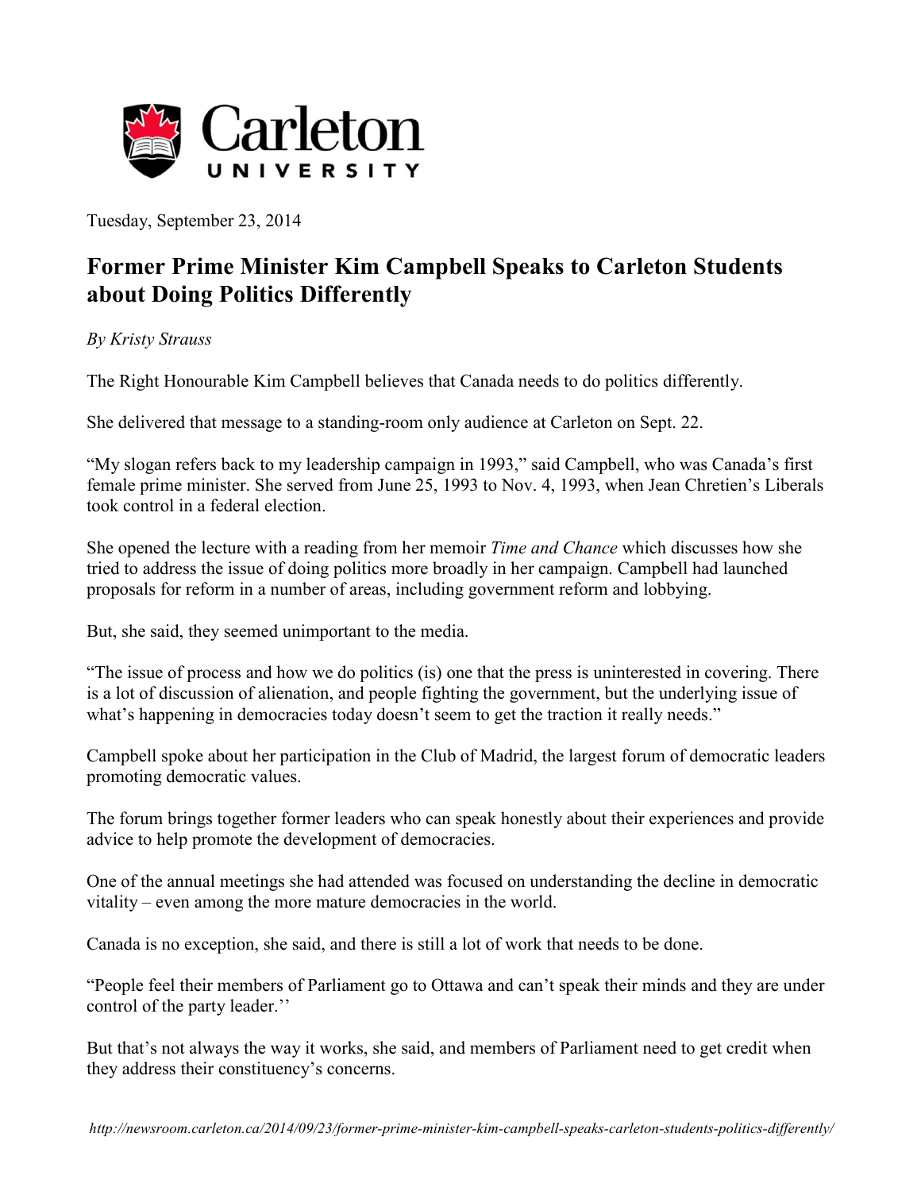# Carleton UNIVERSITY

Tuesday, September 23, 2014

## Former Prime Minister Kim Campbell Speaks to Carleton Students about Doing Politics Differently

*By Kristy Strauss*

The Right Honourable Kim Campbell believes that Canada needs to do politics differently.

She delivered that message to a standing-room only audience at Carleton on Sept. 22.

"My slogan refers back to my leadership campaign in 1993," said Campbell, who was Canada's first female prime minister. She served from June 25, 1993 to Nov. 4, 1993, when Jean Chretien's Liberals took control in a federal election.

She opened the lecture with a reading from her memoir *Time and Chance* which discusses how she tried to address the issue of doing politics more broadly in her campaign. Campbell had launched proposals for reform in a number of areas, including government reform and lobbying.

But, she said, they seemed unimportant to the media.

"The issue of process and how we do politics (is) one that the press is uninterested in covering. There is a lot of discussion of alienation, and people fighting the government, but the underlying issue of what's happening in democracies today doesn't seem to get the traction it really needs."

Campbell spoke about her participation in the Club of Madrid, the largest forum of democratic leaders promoting democratic values.

The forum brings together former leaders who can speak honestly about their experiences and provide advice to help promote the development of democracies.

One of the annual meetings she had attended was focused on understanding the decline in democratic vitality – even among the more mature democracies in the world.

Canada is no exception, she said, and there is still a lot of work that needs to be done.

"People feel their members of Parliament go to Ottawa and can't speak their minds and they are under control of the party leader.''

But that's not always the way it works, she said, and members of Parliament need to get credit when they address their constituency's concerns.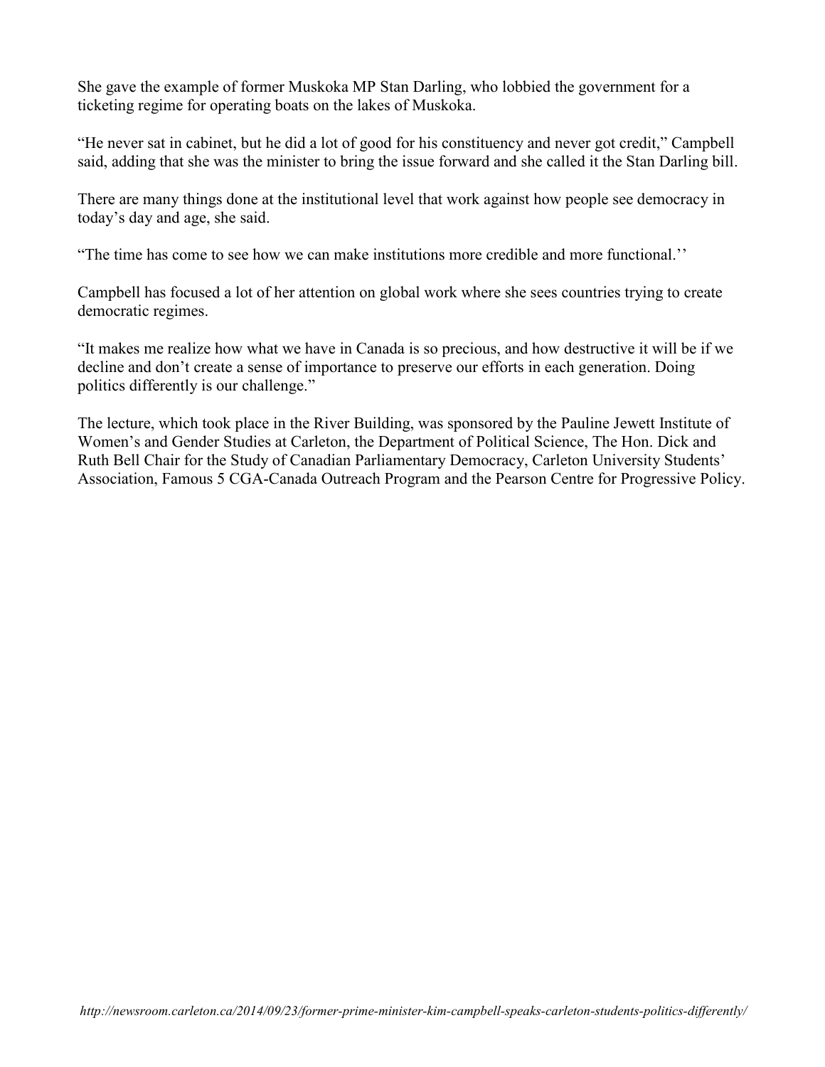She gave the example of former Muskoka MP Stan Darling, who lobbied the government for a ticketing regime for operating boats on the lakes of Muskoka.

"He never sat in cabinet, but he did a lot of good for his constituency and never got credit," Campbell said, adding that she was the minister to bring the issue forward and she called it the Stan Darling bill.

There are many things done at the institutional level that work against how people see democracy in today's day and age, she said.

"The time has come to see how we can make institutions more credible and more functional.''

Campbell has focused a lot of her attention on global work where she sees countries trying to create democratic regimes.

"It makes me realize how what we have in Canada is so precious, and how destructive it will be if we decline and don't create a sense of importance to preserve our efforts in each generation. Doing politics differently is our challenge."

The lecture, which took place in the River Building, was sponsored by the Pauline Jewett Institute of Women's and Gender Studies at Carleton, the Department of Political Science, The Hon. Dick and Ruth Bell Chair for the Study of Canadian Parliamentary Democracy, Carleton University Students' Association, Famous 5 CGA-Canada Outreach Program and the Pearson Centre for Progressive Policy.

*http://newsroom.carleton.ca/2014/09/23/former-prime-minister-kim-campbell-speaks-carleton-students-politics-differently/*